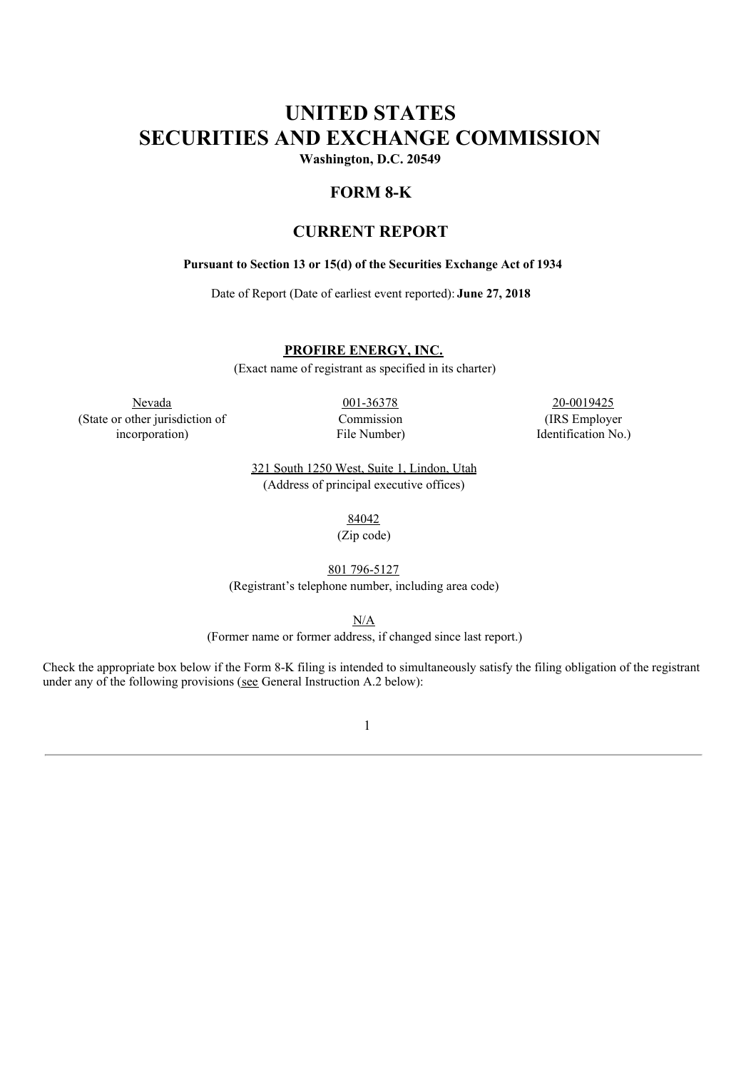# UNITED STATES
# SECURITIES AND EXCHANGE COMMISSION

**Washington, D.C. 20549**

## FORM 8-K

## CURRENT REPORT

**Pursuant to Section 13 or 15(d) of the Securities Exchange Act of 1934**

Date of Report (Date of earliest event reported): **June 27, 2018**

**PROFIRE ENERGY, INC.**
(Exact name of registrant as specified in its charter)

| Nevada | 001-36378 | 20-0019425 |
|---|---|---|
| (State or other jurisdiction of incorporation) | Commission File Number) | (IRS Employer Identification No.) |

321 South 1250 West, Suite 1, Lindon, Utah
(Address of principal executive offices)

84042
(Zip code)

801 796-5127
(Registrant's telephone number, including area code)

N/A
(Former name or former address, if changed since last report.)

Check the appropriate box below if the Form 8-K filing is intended to simultaneously satisfy the filing obligation of the registrant under any of the following provisions (see General Instruction A.2 below):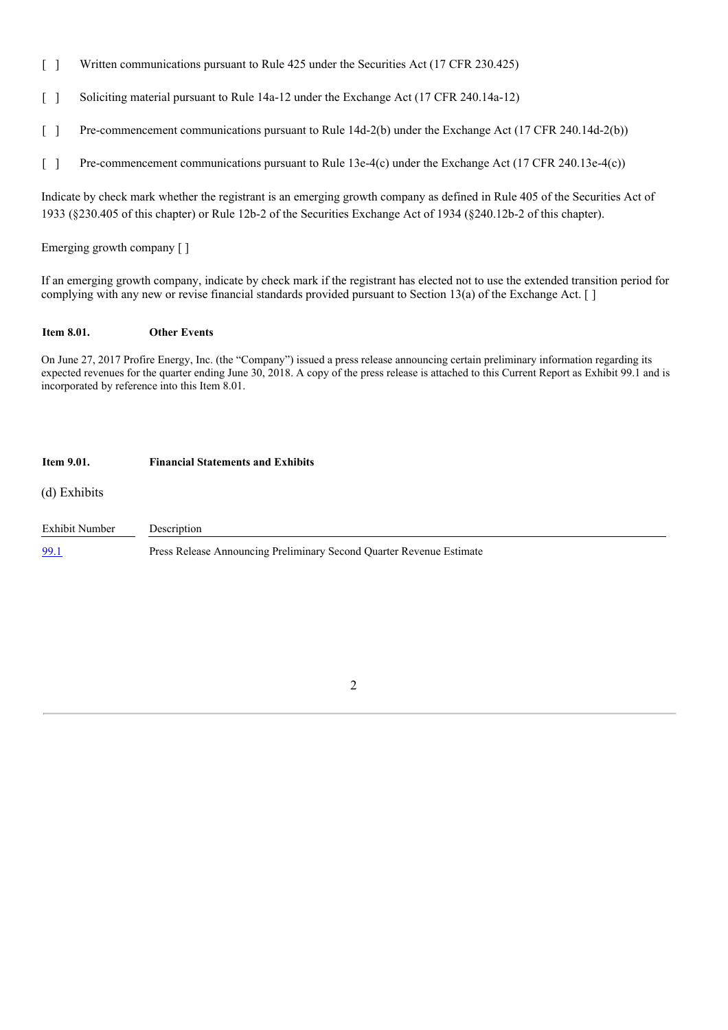[ ] Written communications pursuant to Rule 425 under the Securities Act (17 CFR 230.425)

[ ] Soliciting material pursuant to Rule 14a-12 under the Exchange Act (17 CFR 240.14a-12)

[ ] Pre-commencement communications pursuant to Rule 14d-2(b) under the Exchange Act (17 CFR 240.14d-2(b))

[ ] Pre-commencement communications pursuant to Rule 13e-4(c) under the Exchange Act (17 CFR 240.13e-4(c))

Indicate by check mark whether the registrant is an emerging growth company as defined in Rule 405 of the Securities Act of 1933 (§230.405 of this chapter) or Rule 12b-2 of the Securities Exchange Act of 1934 (§240.12b-2 of this chapter).

Emerging growth company [ ]

If an emerging growth company, indicate by check mark if the registrant has elected not to use the extended transition period for complying with any new or revise financial standards provided pursuant to Section 13(a) of the Exchange Act. [ ]

**Item 8.01. Other Events**

On June 27, 2017 Profire Energy, Inc. (the "Company") issued a press release announcing certain preliminary information regarding its expected revenues for the quarter ending June 30, 2018. A copy of the press release is attached to this Current Report as Exhibit 99.1 and is incorporated by reference into this Item 8.01.

**Item 9.01. Financial Statements and Exhibits**

(d) Exhibits

| Exhibit Number | Description |
|---|---|
| 99.1 | Press Release Announcing Preliminary Second Quarter Revenue Estimate |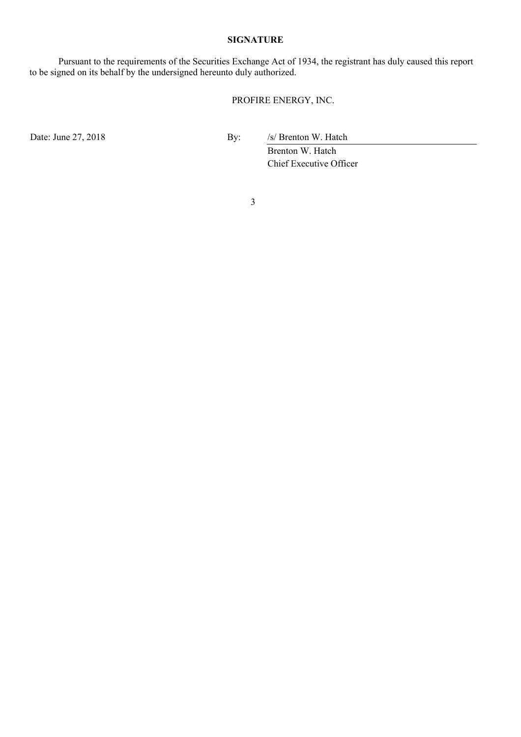**SIGNATURE**

Pursuant to the requirements of the Securities Exchange Act of 1934, the registrant has duly caused this report to be signed on its behalf by the undersigned hereunto duly authorized.

PROFIRE ENERGY, INC.

Date: June 27, 2018

By: /s/ Brenton W. Hatch

Brenton W. Hatch
Chief Executive Officer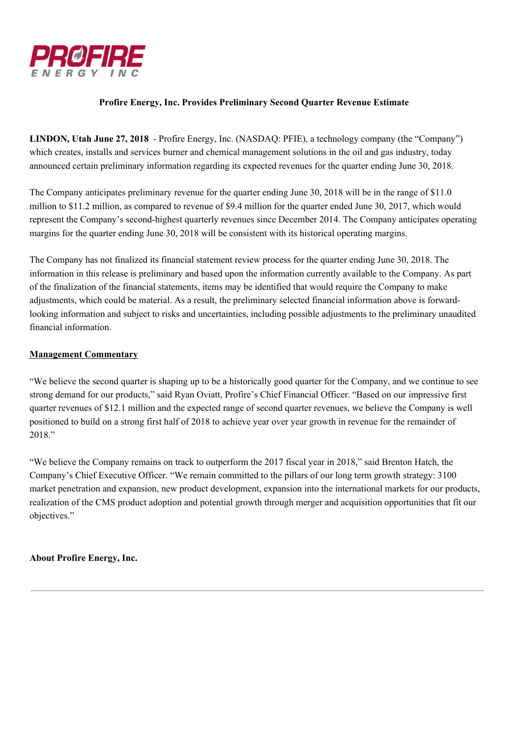**Profire Energy, Inc. Provides Preliminary Second Quarter Revenue Estimate**

**LINDON, Utah June 27, 2018** - Profire Energy, Inc. (NASDAQ: PFIE), a technology company (the "Company") which creates, installs and services burner and chemical management solutions in the oil and gas industry, today announced certain preliminary information regarding its expected revenues for the quarter ending June 30, 2018.

The Company anticipates preliminary revenue for the quarter ending June 30, 2018 will be in the range of $11.0 million to $11.2 million, as compared to revenue of $9.4 million for the quarter ended June 30, 2017, which would represent the Company's second-highest quarterly revenues since December 2014. The Company anticipates operating margins for the quarter ending June 30, 2018 will be consistent with its historical operating margins.

The Company has not finalized its financial statement review process for the quarter ending June 30, 2018. The information in this release is preliminary and based upon the information currently available to the Company. As part of the finalization of the financial statements, items may be identified that would require the Company to make adjustments, which could be material. As a result, the preliminary selected financial information above is forward-looking information and subject to risks and uncertainties, including possible adjustments to the preliminary unaudited financial information.

**Management Commentary**

"We believe the second quarter is shaping up to be a historically good quarter for the Company, and we continue to see strong demand for our products," said Ryan Oviatt, Profire's Chief Financial Officer. "Based on our impressive first quarter revenues of $12.1 million and the expected range of second quarter revenues, we believe the Company is well positioned to build on a strong first half of 2018 to achieve year over year growth in revenue for the remainder of 2018."

"We believe the Company remains on track to outperform the 2017 fiscal year in 2018," said Brenton Hatch, the Company's Chief Executive Officer. "We remain committed to the pillars of our long term growth strategy: 3100 market penetration and expansion, new product development, expansion into the international markets for our products, realization of the CMS product adoption and potential growth through merger and acquisition opportunities that fit our objectives."

**About Profire Energy, Inc.**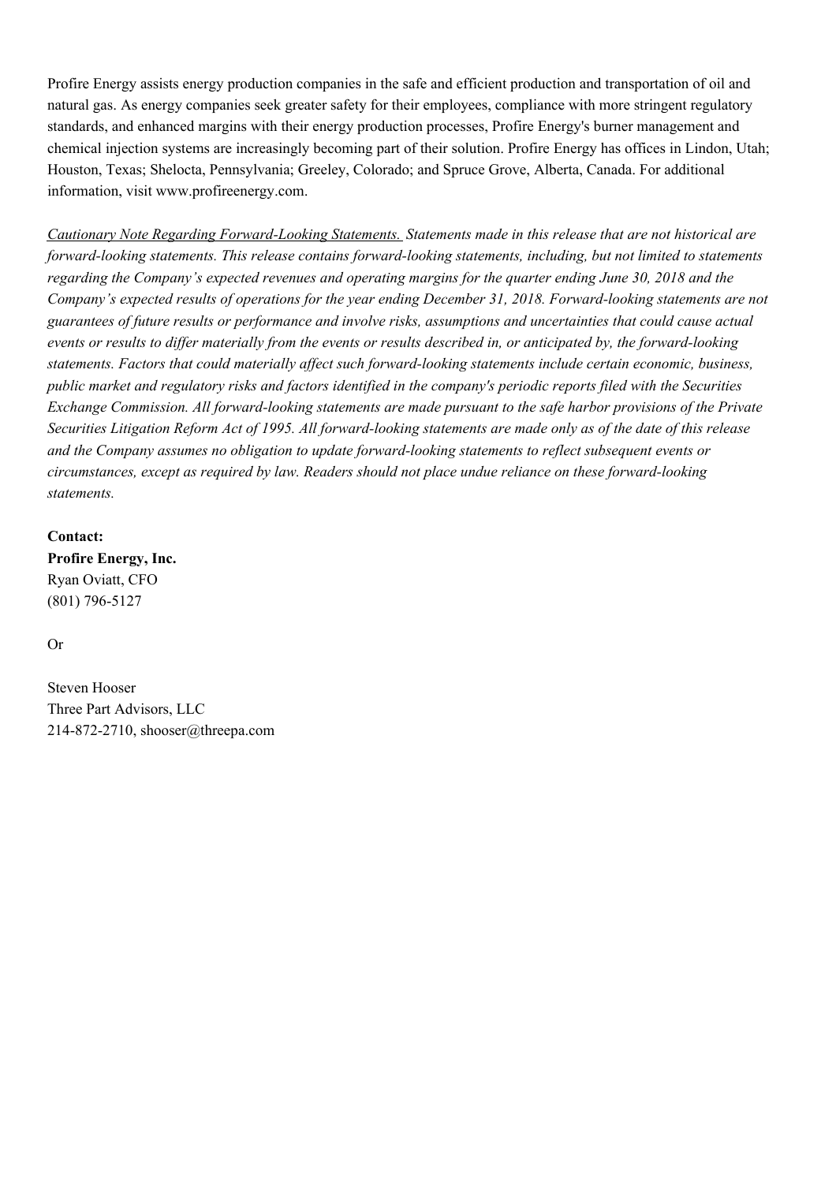Profire Energy assists energy production companies in the safe and efficient production and transportation of oil and natural gas. As energy companies seek greater safety for their employees, compliance with more stringent regulatory standards, and enhanced margins with their energy production processes, Profire Energy's burner management and chemical injection systems are increasingly becoming part of their solution. Profire Energy has offices in Lindon, Utah; Houston, Texas; Shelocta, Pennsylvania; Greeley, Colorado; and Spruce Grove, Alberta, Canada. For additional information, visit www.profireenergy.com.

*Cautionary Note Regarding Forward-Looking Statements. Statements made in this release that are not historical are forward-looking statements. This release contains forward-looking statements, including, but not limited to statements regarding the Company's expected revenues and operating margins for the quarter ending June 30, 2018 and the Company's expected results of operations for the year ending December 31, 2018. Forward-looking statements are not guarantees of future results or performance and involve risks, assumptions and uncertainties that could cause actual events or results to differ materially from the events or results described in, or anticipated by, the forward-looking statements. Factors that could materially affect such forward-looking statements include certain economic, business, public market and regulatory risks and factors identified in the company's periodic reports filed with the Securities Exchange Commission. All forward-looking statements are made pursuant to the safe harbor provisions of the Private Securities Litigation Reform Act of 1995. All forward-looking statements are made only as of the date of this release and the Company assumes no obligation to update forward-looking statements to reflect subsequent events or circumstances, except as required by law. Readers should not place undue reliance on these forward-looking statements.*

**Contact:**
**Profire Energy, Inc.**
Ryan Oviatt, CFO
(801) 796-5127

Or

Steven Hooser
Three Part Advisors, LLC
214-872-2710, shooser@threepa.com